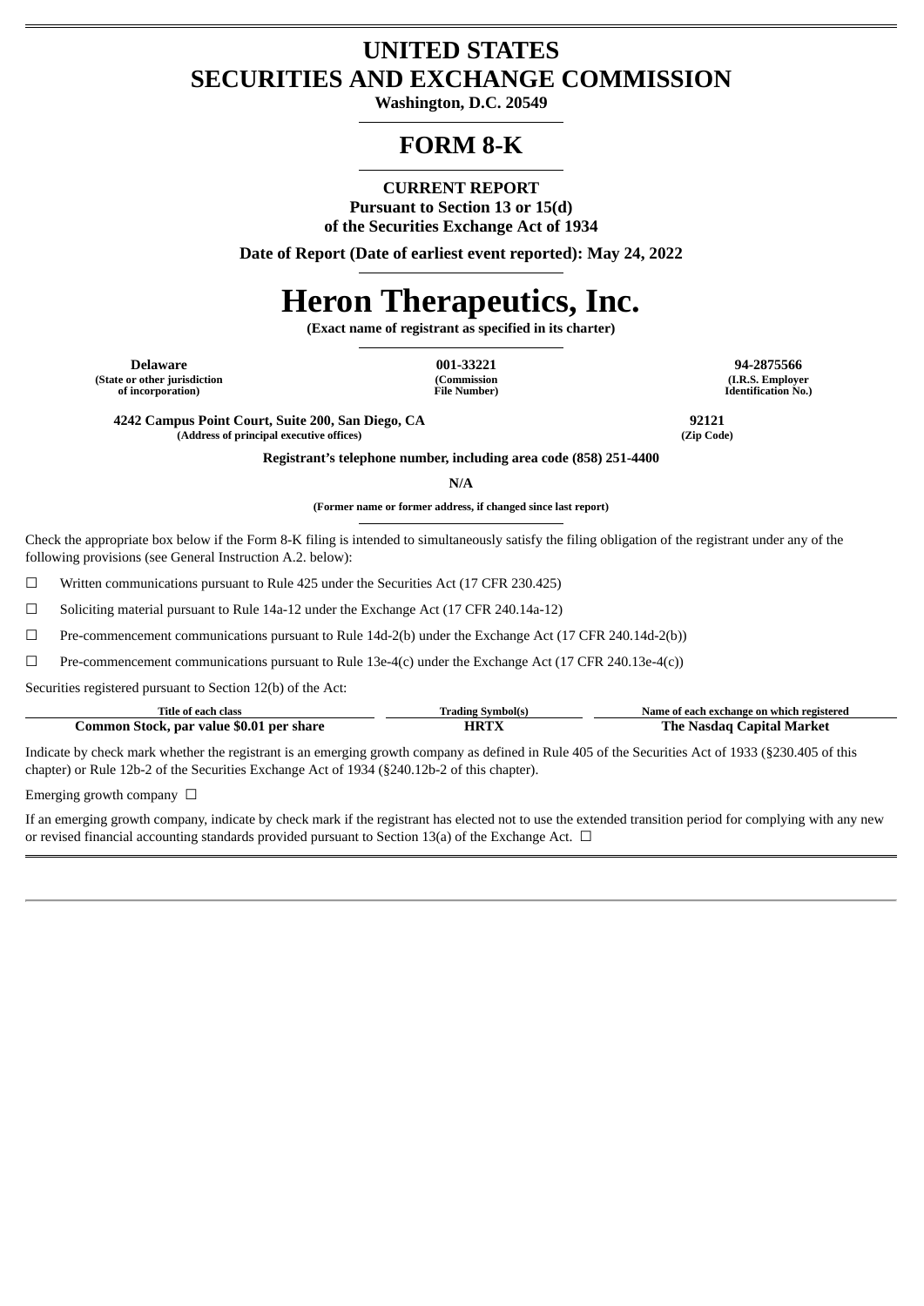# UNITED STATES SECURITIES AND EXCHANGE COMMISSION

**Washington, D.C. 20549**

# FORM 8-K

**CURRENT REPORT**
**Pursuant to Section 13 or 15(d)**
**of the Securities Exchange Act of 1934**

**Date of Report (Date of earliest event reported): May 24, 2022**

# Heron Therapeutics, Inc.

**(Exact name of registrant as specified in its charter)**

| Delaware | 001-33221 | 94-2875566 |
|---|---|---|
| (State or other jurisdiction of incorporation) | (Commission File Number) | (I.R.S. Employer Identification No.) |

| 4242 Campus Point Court, Suite 200, San Diego, CA | 92121 |
|---|---|
| (Address of principal executive offices) | (Zip Code) |

**Registrant's telephone number, including area code (858) 251-4400**

**N/A**

**(Former name or former address, if changed since last report)**

Check the appropriate box below if the Form 8-K filing is intended to simultaneously satisfy the filing obligation of the registrant under any of the following provisions (see General Instruction A.2. below):

☐ Written communications pursuant to Rule 425 under the Securities Act (17 CFR 230.425)

☐ Soliciting material pursuant to Rule 14a-12 under the Exchange Act (17 CFR 240.14a-12)

☐ Pre-commencement communications pursuant to Rule 14d-2(b) under the Exchange Act (17 CFR 240.14d-2(b))

☐ Pre-commencement communications pursuant to Rule 13e-4(c) under the Exchange Act (17 CFR 240.13e-4(c))

Securities registered pursuant to Section 12(b) of the Act:

| Title of each class | Trading Symbol(s) | Name of each exchange on which registered |
|---|---|---|
| **Common Stock, par value $0.01 per share** | **HRTX** | **The Nasdaq Capital Market** |

Indicate by check mark whether the registrant is an emerging growth company as defined in Rule 405 of the Securities Act of 1933 (§230.405 of this chapter) or Rule 12b-2 of the Securities Exchange Act of 1934 (§240.12b-2 of this chapter).

Emerging growth company ☐

If an emerging growth company, indicate by check mark if the registrant has elected not to use the extended transition period for complying with any new or revised financial accounting standards provided pursuant to Section 13(a) of the Exchange Act. ☐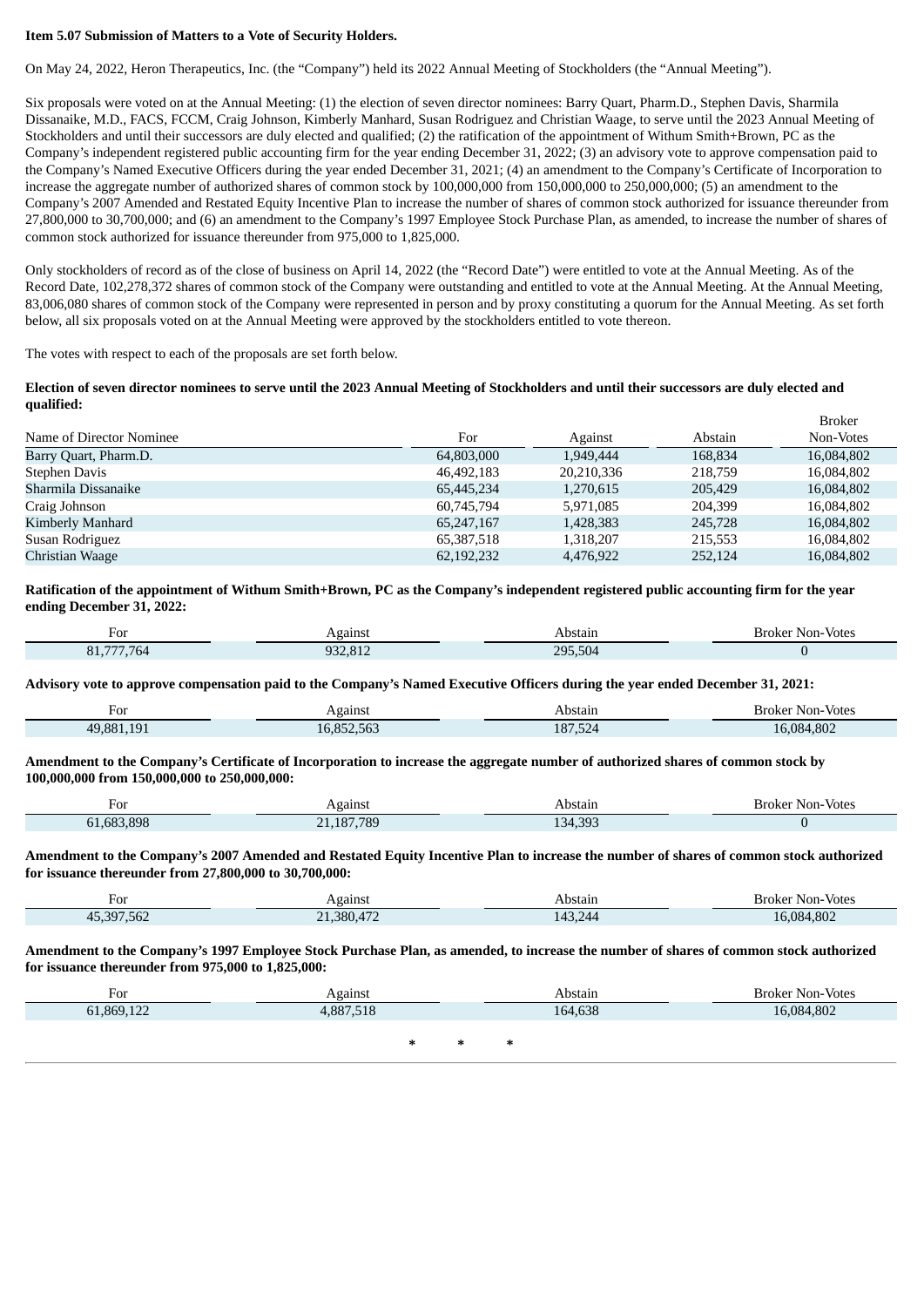**Item 5.07 Submission of Matters to a Vote of Security Holders.**

On May 24, 2022, Heron Therapeutics, Inc. (the "Company") held its 2022 Annual Meeting of Stockholders (the "Annual Meeting").

Six proposals were voted on at the Annual Meeting: (1) the election of seven director nominees: Barry Quart, Pharm.D., Stephen Davis, Sharmila Dissanaike, M.D., FACS, FCCM, Craig Johnson, Kimberly Manhard, Susan Rodriguez and Christian Waage, to serve until the 2023 Annual Meeting of Stockholders and until their successors are duly elected and qualified; (2) the ratification of the appointment of Withum Smith+Brown, PC as the Company's independent registered public accounting firm for the year ending December 31, 2022; (3) an advisory vote to approve compensation paid to the Company's Named Executive Officers during the year ended December 31, 2021; (4) an amendment to the Company's Certificate of Incorporation to increase the aggregate number of authorized shares of common stock by 100,000,000 from 150,000,000 to 250,000,000; (5) an amendment to the Company's 2007 Amended and Restated Equity Incentive Plan to increase the number of shares of common stock authorized for issuance thereunder from 27,800,000 to 30,700,000; and (6) an amendment to the Company's 1997 Employee Stock Purchase Plan, as amended, to increase the number of shares of common stock authorized for issuance thereunder from 975,000 to 1,825,000.

Only stockholders of record as of the close of business on April 14, 2022 (the "Record Date") were entitled to vote at the Annual Meeting. As of the Record Date, 102,278,372 shares of common stock of the Company were outstanding and entitled to vote at the Annual Meeting. At the Annual Meeting, 83,006,080 shares of common stock of the Company were represented in person and by proxy constituting a quorum for the Annual Meeting. As set forth below, all six proposals voted on at the Annual Meeting were approved by the stockholders entitled to vote thereon.

The votes with respect to each of the proposals are set forth below.

**Election of seven director nominees to serve until the 2023 Annual Meeting of Stockholders and until their successors are duly elected and qualified:**

| Name of Director Nominee | For | Against | Abstain | Broker Non-Votes |
|---|---|---|---|---|
| Barry Quart, Pharm.D. | 64,803,000 | 1,949,444 | 168,834 | 16,084,802 |
| Stephen Davis | 46,492,183 | 20,210,336 | 218,759 | 16,084,802 |
| Sharmila Dissanaike | 65,445,234 | 1,270,615 | 205,429 | 16,084,802 |
| Craig Johnson | 60,745,794 | 5,971,085 | 204,399 | 16,084,802 |
| Kimberly Manhard | 65,247,167 | 1,428,383 | 245,728 | 16,084,802 |
| Susan Rodriguez | 65,387,518 | 1,318,207 | 215,553 | 16,084,802 |
| Christian Waage | 62,192,232 | 4,476,922 | 252,124 | 16,084,802 |

**Ratification of the appointment of Withum Smith+Brown, PC as the Company's independent registered public accounting firm for the year ending December 31, 2022:**

| For | Against | Abstain | Broker Non-Votes |
|---|---|---|---|
| 81,777,764 | 932,812 | 295,504 | 0 |

**Advisory vote to approve compensation paid to the Company's Named Executive Officers during the year ended December 31, 2021:**

| For | Against | Abstain | Broker Non-Votes |
|---|---|---|---|
| 49,881,191 | 16,852,563 | 187,524 | 16,084,802 |

**Amendment to the Company's Certificate of Incorporation to increase the aggregate number of authorized shares of common stock by 100,000,000 from 150,000,000 to 250,000,000:**

| For | Against | Abstain | Broker Non-Votes |
|---|---|---|---|
| 61,683,898 | 21,187,789 | 134,393 | 0 |

**Amendment to the Company's 2007 Amended and Restated Equity Incentive Plan to increase the number of shares of common stock authorized for issuance thereunder from 27,800,000 to 30,700,000:**

| For | Against | Abstain | Broker Non-Votes |
|---|---|---|---|
| 45,397,562 | 21,380,472 | 143,244 | 16,084,802 |

**Amendment to the Company's 1997 Employee Stock Purchase Plan, as amended, to increase the number of shares of common stock authorized for issuance thereunder from 975,000 to 1,825,000:**

| For | Against | Abstain | Broker Non-Votes |
|---|---|---|---|
| 61,869,122 | 4,887,518 | 164,638 | 16,084,802 |

\* \* \*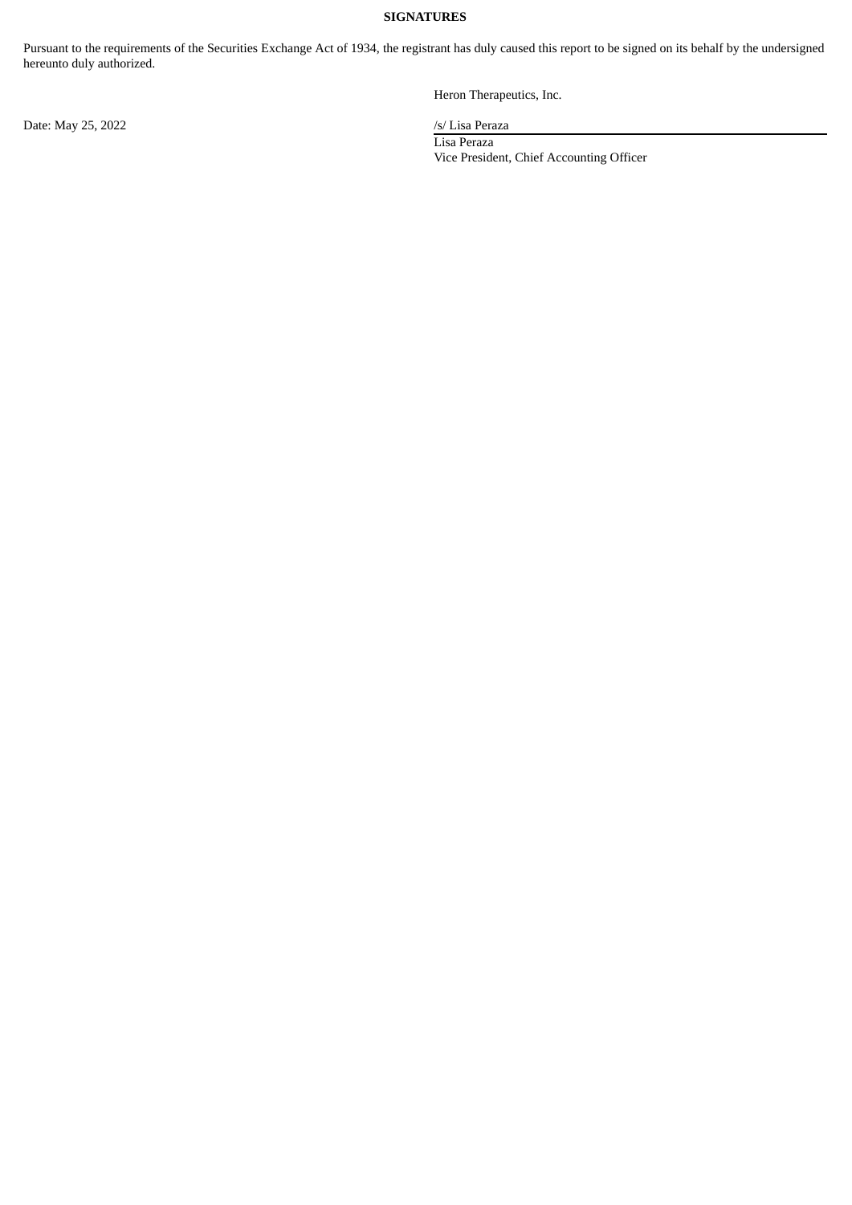**SIGNATURES**

Pursuant to the requirements of the Securities Exchange Act of 1934, the registrant has duly caused this report to be signed on its behalf by the undersigned hereunto duly authorized.

Heron Therapeutics, Inc.

Date: May 25, 2022

/s/ Lisa Peraza

Lisa Peraza

Vice President, Chief Accounting Officer